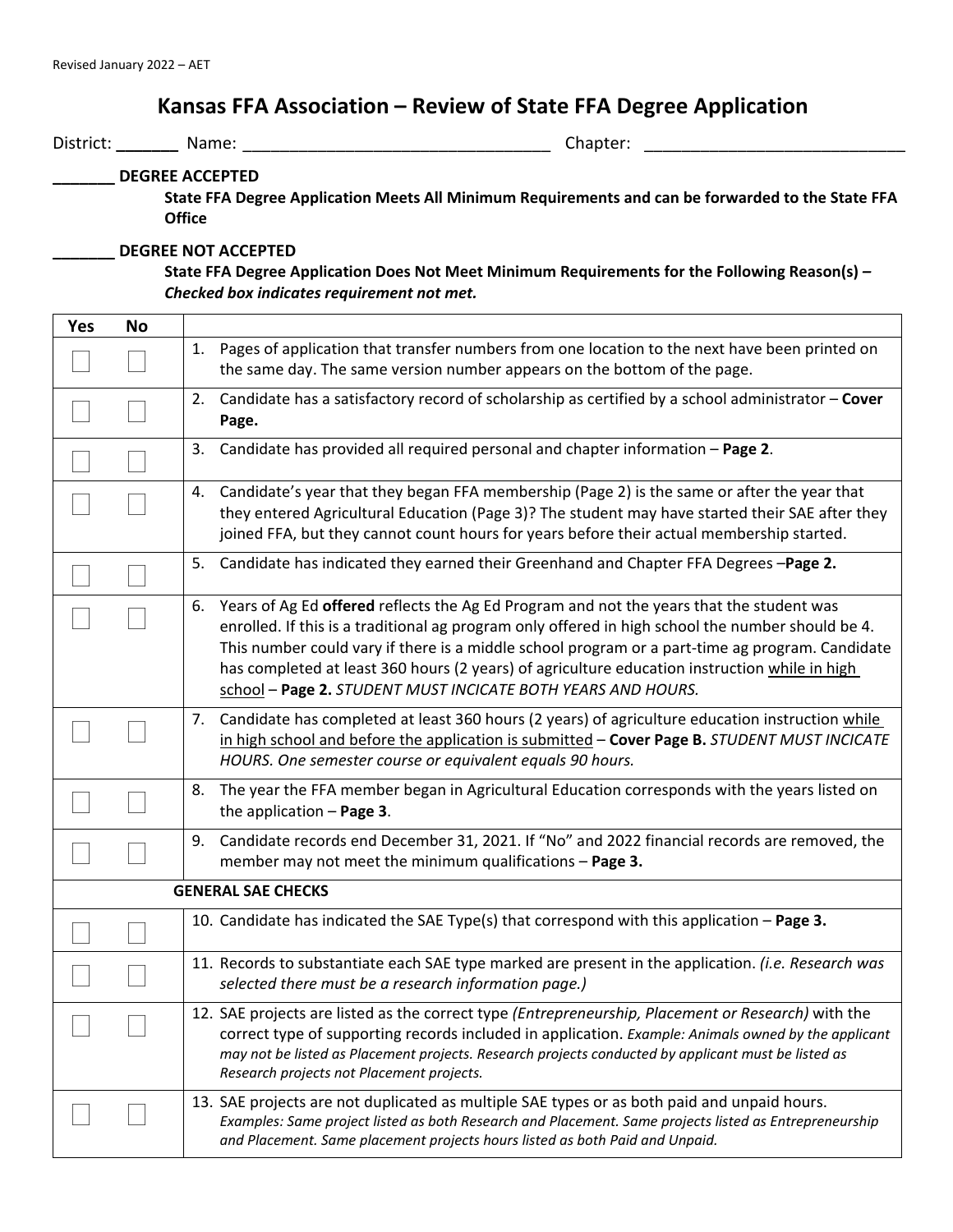Revised January 2022 – AET

# Kansas FFA Association – Review of State FFA Degree Application

District: _______ Name: _________________________________ Chapter: ____________________________

_______ **DEGREE ACCEPTED**

**State FFA Degree Application Meets All Minimum Requirements and can be forwarded to the State FFA Office**

_______ **DEGREE NOT ACCEPTED**

**State FFA Degree Application Does Not Meet Minimum Requirements for the Following Reason(s) –** ***Checked box indicates requirement not met.***

| Yes | No | |
|---|---|---|
| ☐ | ☐ | 1. Pages of application that transfer numbers from one location to the next have been printed on the same day. The same version number appears on the bottom of the page. |
| ☐ | ☐ | 2. Candidate has a satisfactory record of scholarship as certified by a school administrator – **Cover Page.** |
| ☐ | ☐ | 3. Candidate has provided all required personal and chapter information – **Page 2**. |
| ☐ | ☐ | 4. Candidate's year that they began FFA membership (Page 2) is the same or after the year that they entered Agricultural Education (Page 3)? The student may have started their SAE after they joined FFA, but they cannot count hours for years before their actual membership started. |
| ☐ | ☐ | 5. Candidate has indicated they earned their Greenhand and Chapter FFA Degrees –**Page 2.** |
| ☐ | ☐ | 6. Years of Ag Ed **offered** reflects the Ag Ed Program and not the years that the student was enrolled. If this is a traditional ag program only offered in high school the number should be 4. This number could vary if there is a middle school program or a part-time ag program. Candidate has completed at least 360 hours (2 years) of agriculture education instruction <u>while in high school</u> – **Page 2.** *STUDENT MUST INCICATE BOTH YEARS AND HOURS.* |
| ☐ | ☐ | 7. Candidate has completed at least 360 hours (2 years) of agriculture education instruction <u>while in high school and before the application is submitted</u> – **Cover Page B.** *STUDENT MUST INCICATE HOURS. One semester course or equivalent equals 90 hours.* |
| ☐ | ☐ | 8. The year the FFA member began in Agricultural Education corresponds with the years listed on the application – **Page 3**. |
| ☐ | ☐ | 9. Candidate records end December 31, 2021. If "No" and 2022 financial records are removed, the member may not meet the minimum qualifications – **Page 3.** |
| | | **GENERAL SAE CHECKS** |
| ☐ | ☐ | 10. Candidate has indicated the SAE Type(s) that correspond with this application – **Page 3.** |
| ☐ | ☐ | 11. Records to substantiate each SAE type marked are present in the application. *(i.e. Research was selected there must be a research information page.)* |
| ☐ | ☐ | 12. SAE projects are listed as the correct type *(Entrepreneurship, Placement or Research)* with the correct type of supporting records included in application. *Example: Animals owned by the applicant may not be listed as Placement projects. Research projects conducted by applicant must be listed as Research projects not Placement projects.* |
| ☐ | ☐ | 13. SAE projects are not duplicated as multiple SAE types or as both paid and unpaid hours. *Examples: Same project listed as both Research and Placement. Same projects listed as Entrepreneurship and Placement. Same placement projects hours listed as both Paid and Unpaid.* |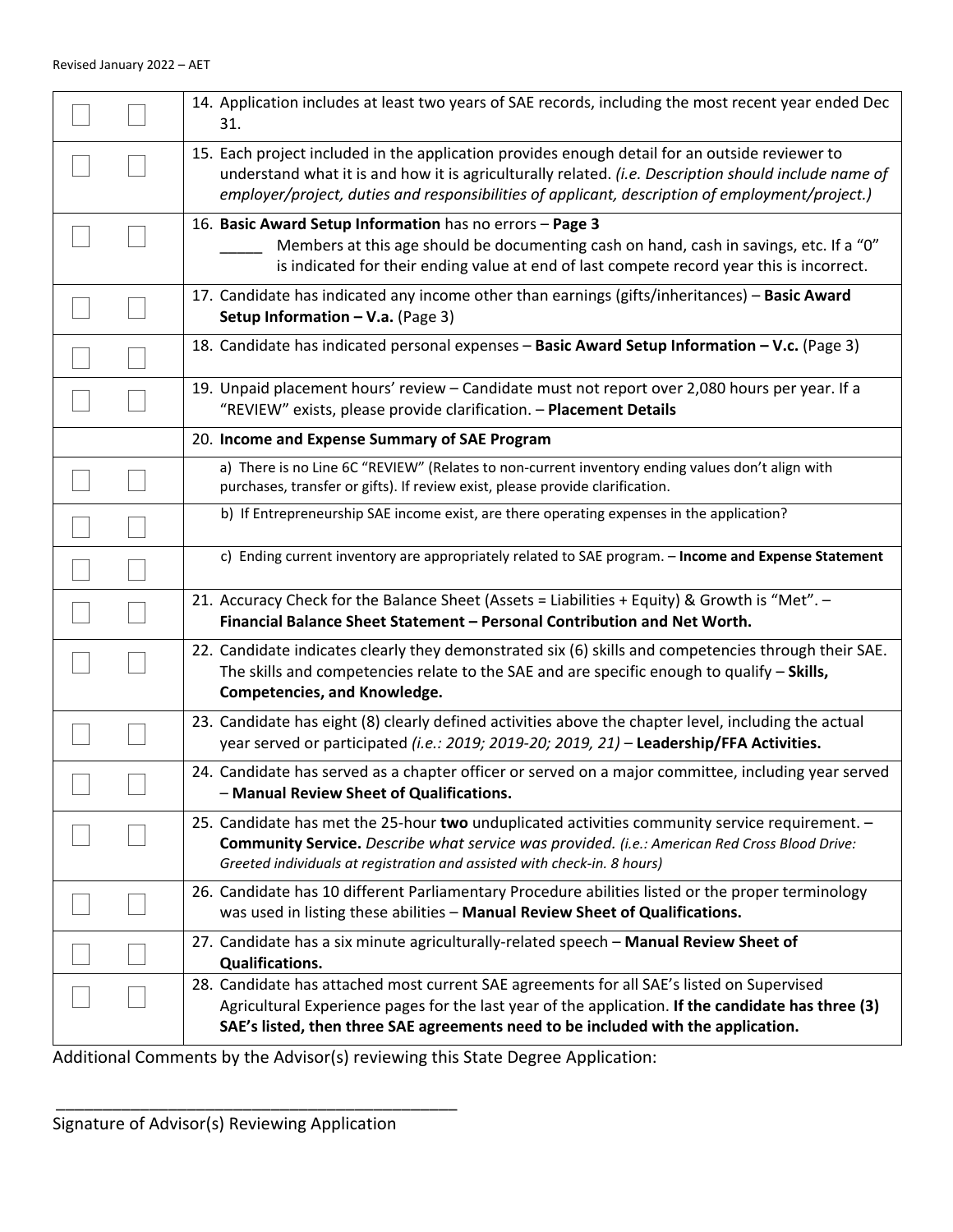| | | |
|---|---|---|
| ☐ | ☐ | 14. Application includes at least two years of SAE records, including the most recent year ended Dec 31. |
| ☐ | ☐ | 15. Each project included in the application provides enough detail for an outside reviewer to understand what it is and how it is agriculturally related. *(i.e. Description should include name of employer/project, duties and responsibilities of applicant, description of employment/project.)* |
| ☐ | ☐ | 16. **Basic Award Setup Information** has no errors – **Page 3**<br>_____ Members at this age should be documenting cash on hand, cash in savings, etc. If a "0" is indicated for their ending value at end of last compete record year this is incorrect. |
| ☐ | ☐ | 17. Candidate has indicated any income other than earnings (gifts/inheritances) – **Basic Award Setup Information – V.a.** (Page 3) |
| ☐ | ☐ | 18. Candidate has indicated personal expenses – **Basic Award Setup Information – V.c.** (Page 3) |
| ☐ | ☐ | 19. Unpaid placement hours' review – Candidate must not report over 2,080 hours per year. If a "REVIEW" exists, please provide clarification. – **Placement Details** |
| | | 20. **Income and Expense Summary of SAE Program** |
| ☐ | ☐ | a) There is no Line 6C "REVIEW" (Relates to non-current inventory ending values don't align with purchases, transfer or gifts). If review exist, please provide clarification. |
| ☐ | ☐ | b) If Entrepreneurship SAE income exist, are there operating expenses in the application? |
| ☐ | ☐ | c) Ending current inventory are appropriately related to SAE program. – **Income and Expense Statement** |
| ☐ | ☐ | 21. Accuracy Check for the Balance Sheet (Assets = Liabilities + Equity) & Growth is "Met". – **Financial Balance Sheet Statement – Personal Contribution and Net Worth.** |
| ☐ | ☐ | 22. Candidate indicates clearly they demonstrated six (6) skills and competencies through their SAE. The skills and competencies relate to the SAE and are specific enough to qualify – **Skills, Competencies, and Knowledge.** |
| ☐ | ☐ | 23. Candidate has eight (8) clearly defined activities above the chapter level, including the actual year served or participated *(i.e.: 2019; 2019-20; 2019, 21)* – **Leadership/FFA Activities.** |
| ☐ | ☐ | 24. Candidate has served as a chapter officer or served on a major committee, including year served – **Manual Review Sheet of Qualifications.** |
| ☐ | ☐ | 25. Candidate has met the 25-hour **two** unduplicated activities community service requirement. – **Community Service.** *Describe what service was provided. (i.e.: American Red Cross Blood Drive: Greeted individuals at registration and assisted with check-in. 8 hours)* |
| ☐ | ☐ | 26. Candidate has 10 different Parliamentary Procedure abilities listed or the proper terminology was used in listing these abilities – **Manual Review Sheet of Qualifications.** |
| ☐ | ☐ | 27. Candidate has a six minute agriculturally-related speech – **Manual Review Sheet of Qualifications.** |
| ☐ | ☐ | 28. Candidate has attached most current SAE agreements for all SAE's listed on Supervised Agricultural Experience pages for the last year of the application. **If the candidate has three (3) SAE's listed, then three SAE agreements need to be included with the application.** |

Additional Comments by the Advisor(s) reviewing this State Degree Application:

_____________________________________________

Signature of Advisor(s) Reviewing Application